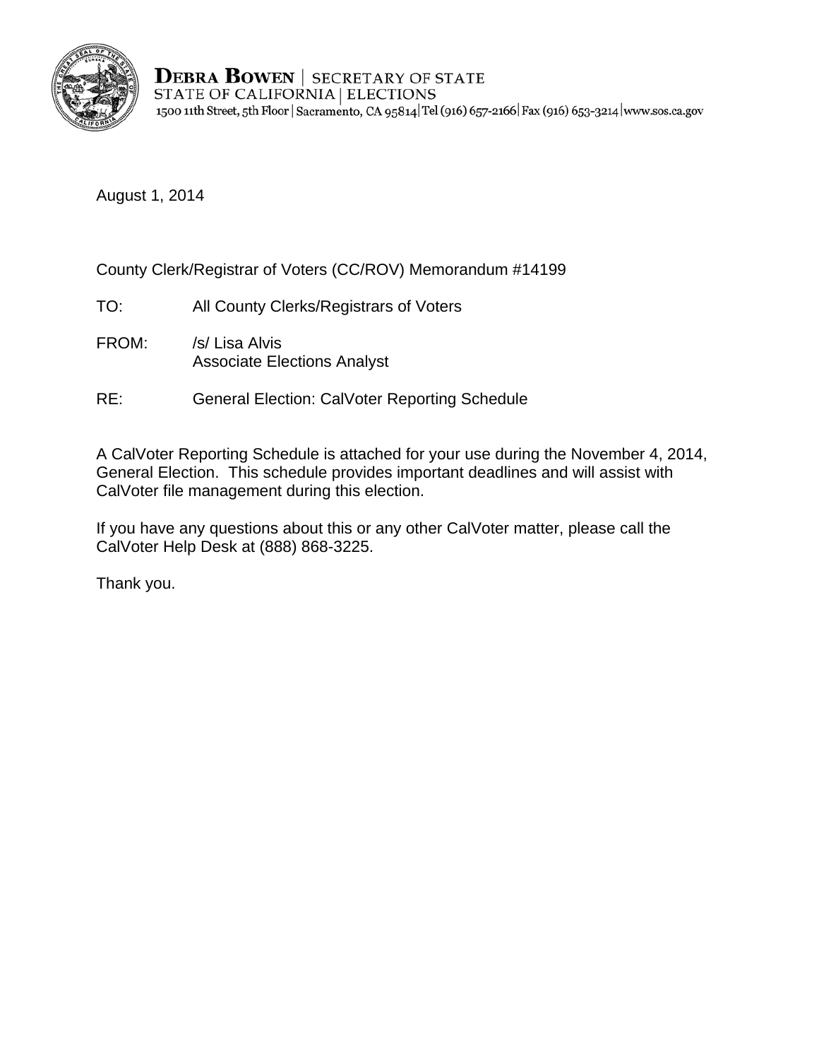**DEBRA BOWEN** | SECRETARY OF STATE
STATE OF CALIFORNIA | ELECTIONS
1500 11th Street, 5th Floor | Sacramento, CA 95814 | Tel (916) 657-2166 | Fax (916) 653-3214 | www.sos.ca.gov

August 1, 2014

County Clerk/Registrar of Voters (CC/ROV) Memorandum #14199

TO: All County Clerks/Registrars of Voters

FROM: /s/ Lisa Alvis
Associate Elections Analyst

RE: General Election: CalVoter Reporting Schedule

A CalVoter Reporting Schedule is attached for your use during the November 4, 2014, General Election. This schedule provides important deadlines and will assist with CalVoter file management during this election.

If you have any questions about this or any other CalVoter matter, please call the CalVoter Help Desk at (888) 868-3225.

Thank you.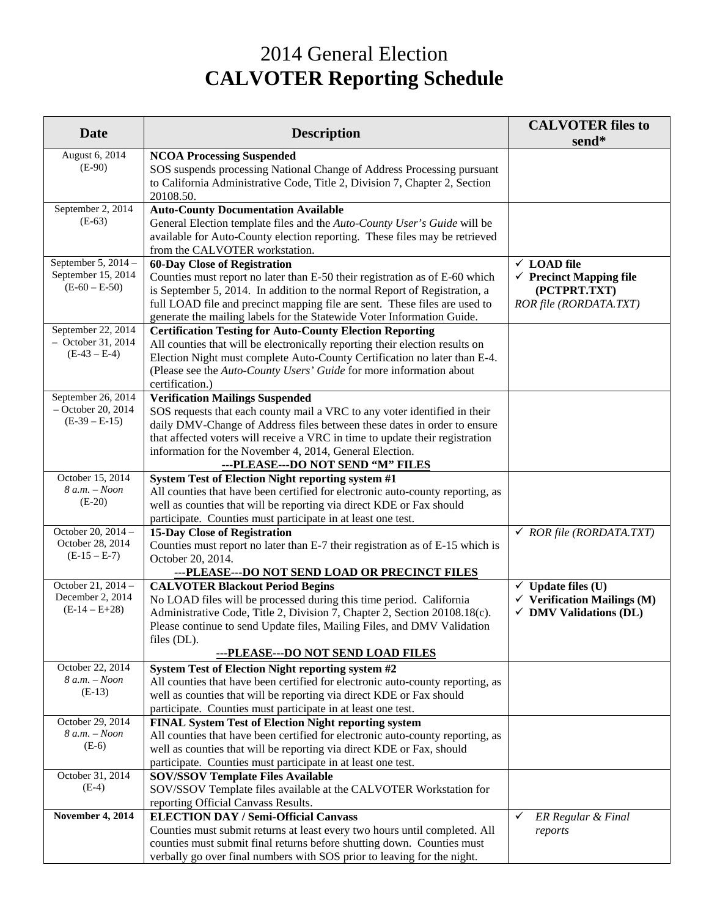# 2014 General Election
# **CALVOTER Reporting Schedule**

| Date | Description | CALVOTER files to send* |
|---|---|---|
| August 6, 2014 (E-90) | **NCOA Processing Suspended**<br>SOS suspends processing National Change of Address Processing pursuant to California Administrative Code, Title 2, Division 7, Chapter 2, Section 20108.50. | |
| September 2, 2014 (E-63) | **Auto-County Documentation Available**<br>General Election template files and the *Auto-County User's Guide* will be available for Auto-County election reporting. These files may be retrieved from the CALVOTER workstation. | |
| September 5, 2014 – September 15, 2014 (E-60 – E-50) | **60-Day Close of Registration**<br>Counties must report no later than E-50 their registration as of E-60 which is September 5, 2014. In addition to the normal Report of Registration, a full LOAD file and precinct mapping file are sent. These files are used to generate the mailing labels for the Statewide Voter Information Guide. | ✓ **LOAD file**<br>✓ **Precinct Mapping file (PCTPRT.TXT)**<br>*ROR file (RORDATA.TXT)* |
| September 22, 2014 – October 31, 2014 (E-43 – E-4) | **Certification Testing for Auto-County Election Reporting**<br>All counties that will be electronically reporting their election results on Election Night must complete Auto-County Certification no later than E-4. (Please see the *Auto-County Users' Guide* for more information about certification.) | |
| September 26, 2014 – October 20, 2014 (E-39 – E-15) | **Verification Mailings Suspended**<br>SOS requests that each county mail a VRC to any voter identified in their daily DMV-Change of Address files between these dates in order to ensure that affected voters will receive a VRC in time to update their registration information for the November 4, 2014, General Election.<br>**---PLEASE---DO NOT SEND "M" FILES** | |
| October 15, 2014 *8 a.m. – Noon* (E-20) | **System Test of Election Night reporting system #1**<br>All counties that have been certified for electronic auto-county reporting, as well as counties that will be reporting via direct KDE or Fax should participate. Counties must participate in at least one test. | |
| October 20, 2014 – October 28, 2014 (E-15 – E-7) | **15-Day Close of Registration**<br>Counties must report no later than E-7 their registration as of E-15 which is October 20, 2014.<br>**---PLEASE---DO NOT SEND LOAD OR PRECINCT FILES** | ✓ *ROR file (RORDATA.TXT)* |
| October 21, 2014 – December 2, 2014 (E-14 – E+28) | **CALVOTER Blackout Period Begins**<br>No LOAD files will be processed during this time period. California Administrative Code, Title 2, Division 7, Chapter 2, Section 20108.18(c). Please continue to send Update files, Mailing Files, and DMV Validation files (DL).<br>**---PLEASE---DO NOT SEND LOAD FILES** | ✓ **Update files (U)**<br>✓ **Verification Mailings (M)**<br>✓ **DMV Validations (DL)** |
| October 22, 2014 *8 a.m. – Noon* (E-13) | **System Test of Election Night reporting system #2**<br>All counties that have been certified for electronic auto-county reporting, as well as counties that will be reporting via direct KDE or Fax should participate. Counties must participate in at least one test. | |
| October 29, 2014 *8 a.m. – Noon* (E-6) | **FINAL System Test of Election Night reporting system**<br>All counties that have been certified for electronic auto-county reporting, as well as counties that will be reporting via direct KDE or Fax, should participate. Counties must participate in at least one test. | |
| October 31, 2014 (E-4) | **SOV/SSOV Template Files Available**<br>SOV/SSOV Template files available at the CALVOTER Workstation for reporting Official Canvass Results. | |
| **November 4, 2014** | **ELECTION DAY / Semi-Official Canvass**<br>Counties must submit returns at least every two hours until completed. All counties must submit final returns before shutting down. Counties must verbally go over final numbers with SOS prior to leaving for the night. | ✓ *ER Regular & Final reports* |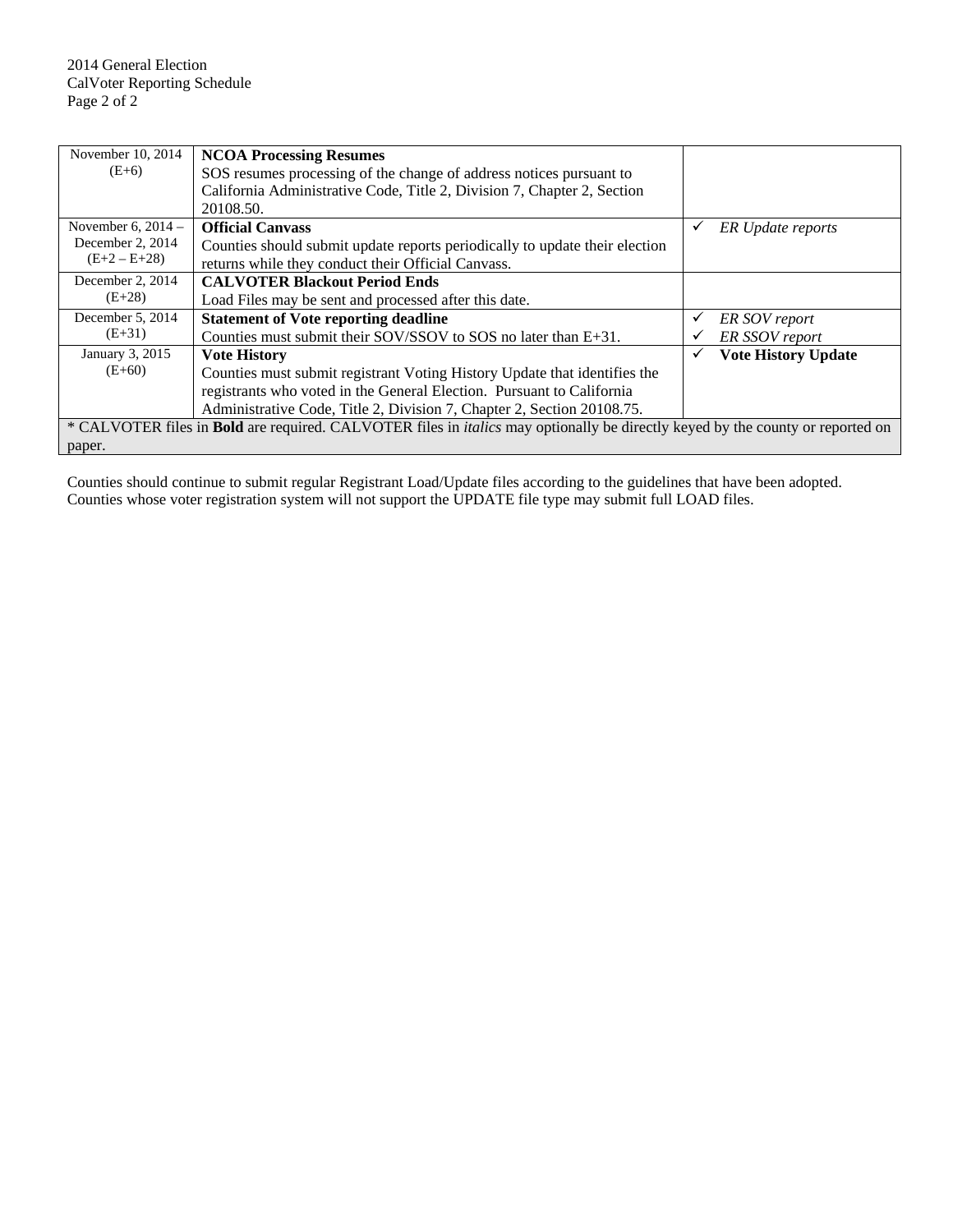| | | |
|---|---|---|
| November 10, 2014 (E+6) | **NCOA Processing Resumes**<br>SOS resumes processing of the change of address notices pursuant to California Administrative Code, Title 2, Division 7, Chapter 2, Section 20108.50. | |
| November 6, 2014 – December 2, 2014 (E+2 – E+28) | **Official Canvass**<br>Counties should submit update reports periodically to update their election returns while they conduct their Official Canvass. | ✓ *ER Update reports* |
| December 2, 2014 (E+28) | **CALVOTER Blackout Period Ends**<br>Load Files may be sent and processed after this date. | |
| December 5, 2014 (E+31) | **Statement of Vote reporting deadline**<br>Counties must submit their SOV/SSOV to SOS no later than E+31. | ✓ *ER SOV report*<br>✓ *ER SSOV report* |
| January 3, 2015 (E+60) | **Vote History**<br>Counties must submit registrant Voting History Update that identifies the registrants who voted in the General Election. Pursuant to California Administrative Code, Title 2, Division 7, Chapter 2, Section 20108.75. | ✓ **Vote History Update** |
| * CALVOTER files in **Bold** are required. CALVOTER files in *italics* may optionally be directly keyed by the county or reported on paper. | | |

Counties should continue to submit regular Registrant Load/Update files according to the guidelines that have been adopted. Counties whose voter registration system will not support the UPDATE file type may submit full LOAD files.